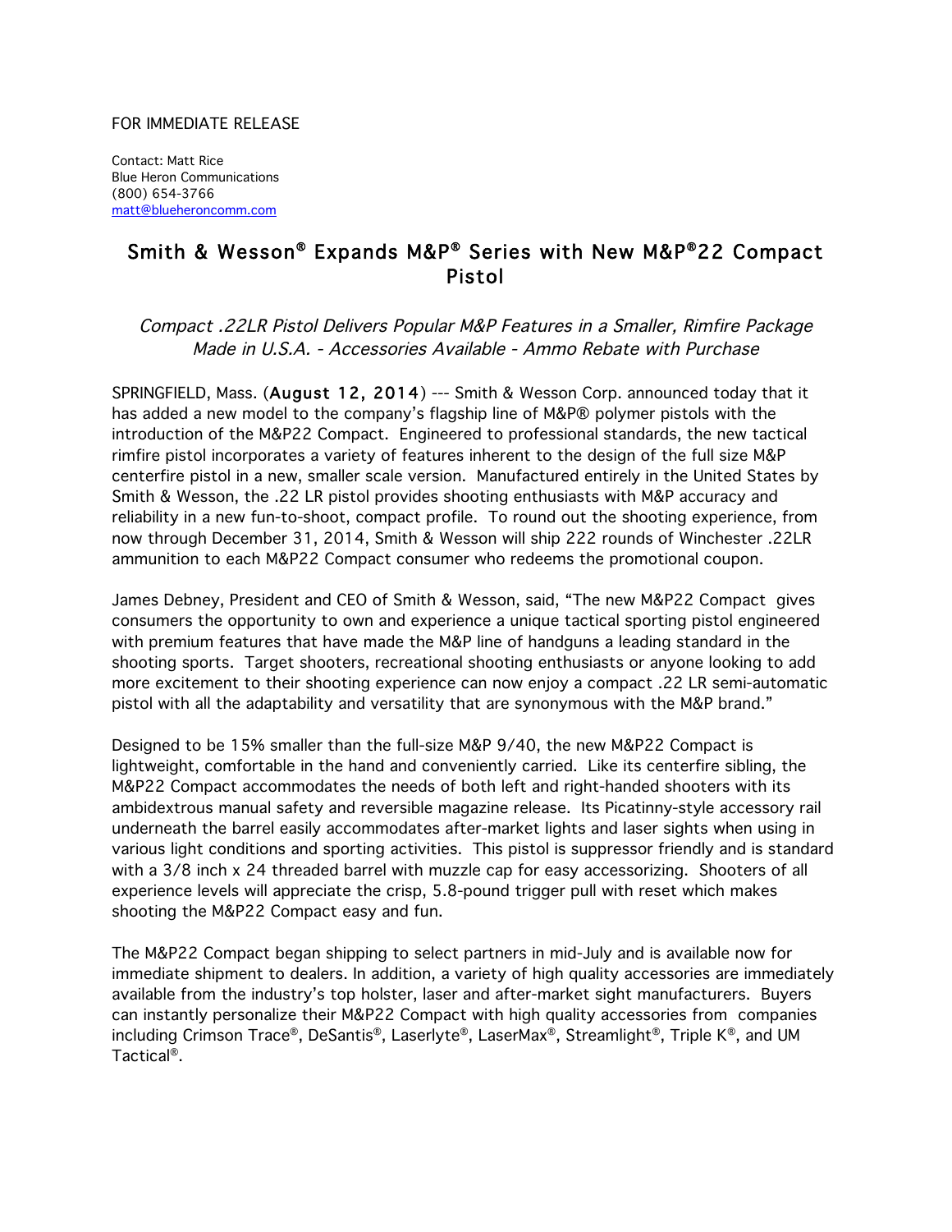FOR IMMEDIATE RELEASE

Contact: Matt Rice
Blue Heron Communications
(800) 654-3766
matt@blueheroncomm.com

# Smith & Wesson® Expands M&P® Series with New M&P®22 Compact Pistol

*Compact .22LR Pistol Delivers Popular M&P Features in a Smaller, Rimfire Package*
*Made in U.S.A. - Accessories Available - Ammo Rebate with Purchase*

SPRINGFIELD, Mass. (**August 12, 2014**) --- Smith & Wesson Corp. announced today that it has added a new model to the company's flagship line of M&P® polymer pistols with the introduction of the M&P22 Compact. Engineered to professional standards, the new tactical rimfire pistol incorporates a variety of features inherent to the design of the full size M&P centerfire pistol in a new, smaller scale version. Manufactured entirely in the United States by Smith & Wesson, the .22 LR pistol provides shooting enthusiasts with M&P accuracy and reliability in a new fun-to-shoot, compact profile. To round out the shooting experience, from now through December 31, 2014, Smith & Wesson will ship 222 rounds of Winchester .22LR ammunition to each M&P22 Compact consumer who redeems the promotional coupon.

James Debney, President and CEO of Smith & Wesson, said, "The new M&P22 Compact gives consumers the opportunity to own and experience a unique tactical sporting pistol engineered with premium features that have made the M&P line of handguns a leading standard in the shooting sports. Target shooters, recreational shooting enthusiasts or anyone looking to add more excitement to their shooting experience can now enjoy a compact .22 LR semi-automatic pistol with all the adaptability and versatility that are synonymous with the M&P brand."

Designed to be 15% smaller than the full-size M&P 9/40, the new M&P22 Compact is lightweight, comfortable in the hand and conveniently carried. Like its centerfire sibling, the M&P22 Compact accommodates the needs of both left and right-handed shooters with its ambidextrous manual safety and reversible magazine release. Its Picatinny-style accessory rail underneath the barrel easily accommodates after-market lights and laser sights when using in various light conditions and sporting activities. This pistol is suppressor friendly and is standard with a 3/8 inch x 24 threaded barrel with muzzle cap for easy accessorizing. Shooters of all experience levels will appreciate the crisp, 5.8-pound trigger pull with reset which makes shooting the M&P22 Compact easy and fun.

The M&P22 Compact began shipping to select partners in mid-July and is available now for immediate shipment to dealers. In addition, a variety of high quality accessories are immediately available from the industry's top holster, laser and after-market sight manufacturers. Buyers can instantly personalize their M&P22 Compact with high quality accessories from companies including Crimson Trace®, DeSantis®, Laserlyte®, LaserMax®, Streamlight®, Triple K®, and UM Tactical®.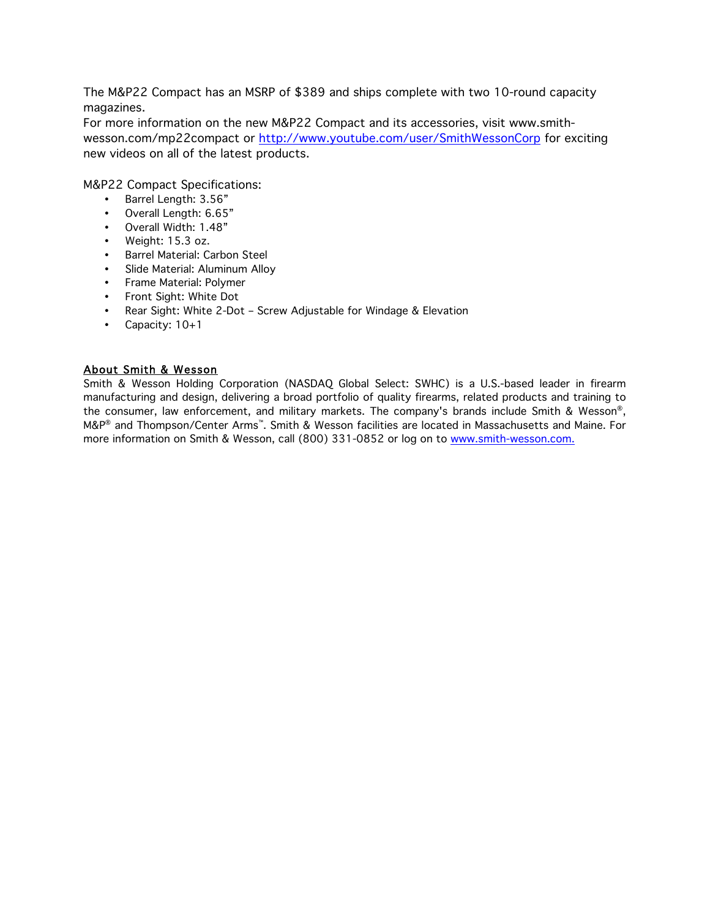The M&P22 Compact has an MSRP of $389 and ships complete with two 10-round capacity magazines.
For more information on the new M&P22 Compact and its accessories, visit www.smith-wesson.com/mp22compact or [http://www.youtube.com/user/SmithWessonCorp](http://www.youtube.com/user/SmithWessonCorp) for exciting new videos on all of the latest products.

M&P22 Compact Specifications:

- Barrel Length: 3.56"
- Overall Length: 6.65"
- Overall Width: 1.48"
- Weight: 15.3 oz.
- Barrel Material: Carbon Steel
- Slide Material: Aluminum Alloy
- Frame Material: Polymer
- Front Sight: White Dot
- Rear Sight: White 2-Dot – Screw Adjustable for Windage & Elevation
- Capacity: 10+1

## About Smith & Wesson

Smith & Wesson Holding Corporation (NASDAQ Global Select: SWHC) is a U.S.-based leader in firearm manufacturing and design, delivering a broad portfolio of quality firearms, related products and training to the consumer, law enforcement, and military markets. The company's brands include Smith & Wesson®, M&P® and Thompson/Center Arms™. Smith & Wesson facilities are located in Massachusetts and Maine. For more information on Smith & Wesson, call (800) 331-0852 or log on to [www.smith-wesson.com.](http://www.smith-wesson.com)